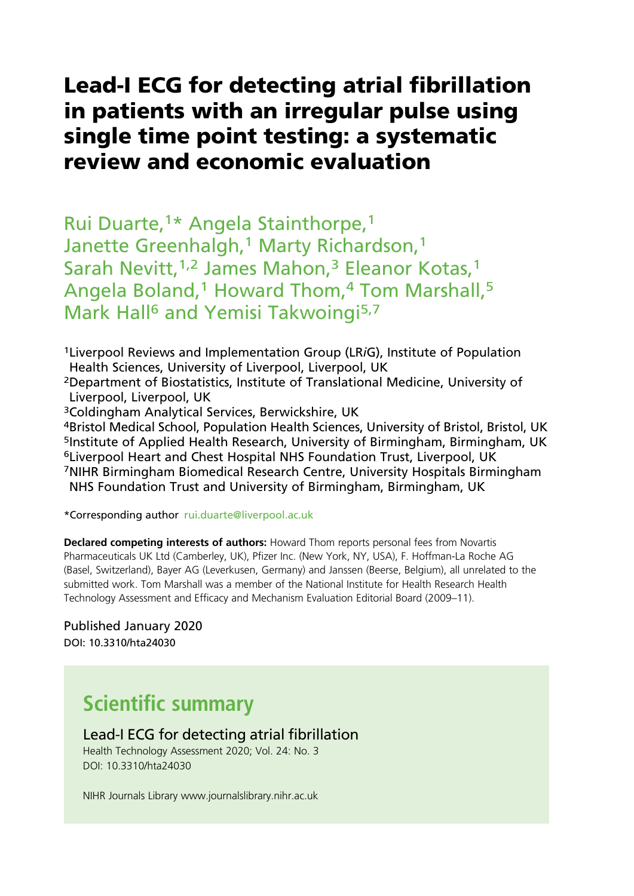# Lead-I ECG for detecting atrial fibrillation in patients with an irregular pulse using single time point testing: a systematic review and economic evaluation

Rui Duarte,[1]* Angela Stainthorpe,[1] Janette Greenhalgh,[1] Marty Richardson,[1] Sarah Nevitt,[1,2] James Mahon,[3] Eleanor Kotas,[1] Angela Boland,[1] Howard Thom,[4] Tom Marshall,[5] Mark Hall[6] and Yemisi Takwoingi[5,7]

[1]Liverpool Reviews and Implementation Group (LR*i*G), Institute of Population Health Sciences, University of Liverpool, Liverpool, UK
[2]Department of Biostatistics, Institute of Translational Medicine, University of Liverpool, Liverpool, UK
[3]Coldingham Analytical Services, Berwickshire, UK
[4]Bristol Medical School, Population Health Sciences, University of Bristol, Bristol, UK
[5]Institute of Applied Health Research, University of Birmingham, Birmingham, UK
[6]Liverpool Heart and Chest Hospital NHS Foundation Trust, Liverpool, UK
[7]NIHR Birmingham Biomedical Research Centre, University Hospitals Birmingham NHS Foundation Trust and University of Birmingham, Birmingham, UK

*Corresponding author rui.duarte@liverpool.ac.uk

**Declared competing interests of authors:** Howard Thom reports personal fees from Novartis Pharmaceuticals UK Ltd (Camberley, UK), Pfizer Inc. (New York, NY, USA), F. Hoffman-La Roche AG (Basel, Switzerland), Bayer AG (Leverkusen, Germany) and Janssen (Beerse, Belgium), all unrelated to the submitted work. Tom Marshall was a member of the National Institute for Health Research Health Technology Assessment and Efficacy and Mechanism Evaluation Editorial Board (2009–11).

Published January 2020
DOI: 10.3310/hta24030

## Scientific summary

Lead-I ECG for detecting atrial fibrillation
Health Technology Assessment 2020; Vol. 24: No. 3
DOI: 10.3310/hta24030

NIHR Journals Library www.journalslibrary.nihr.ac.uk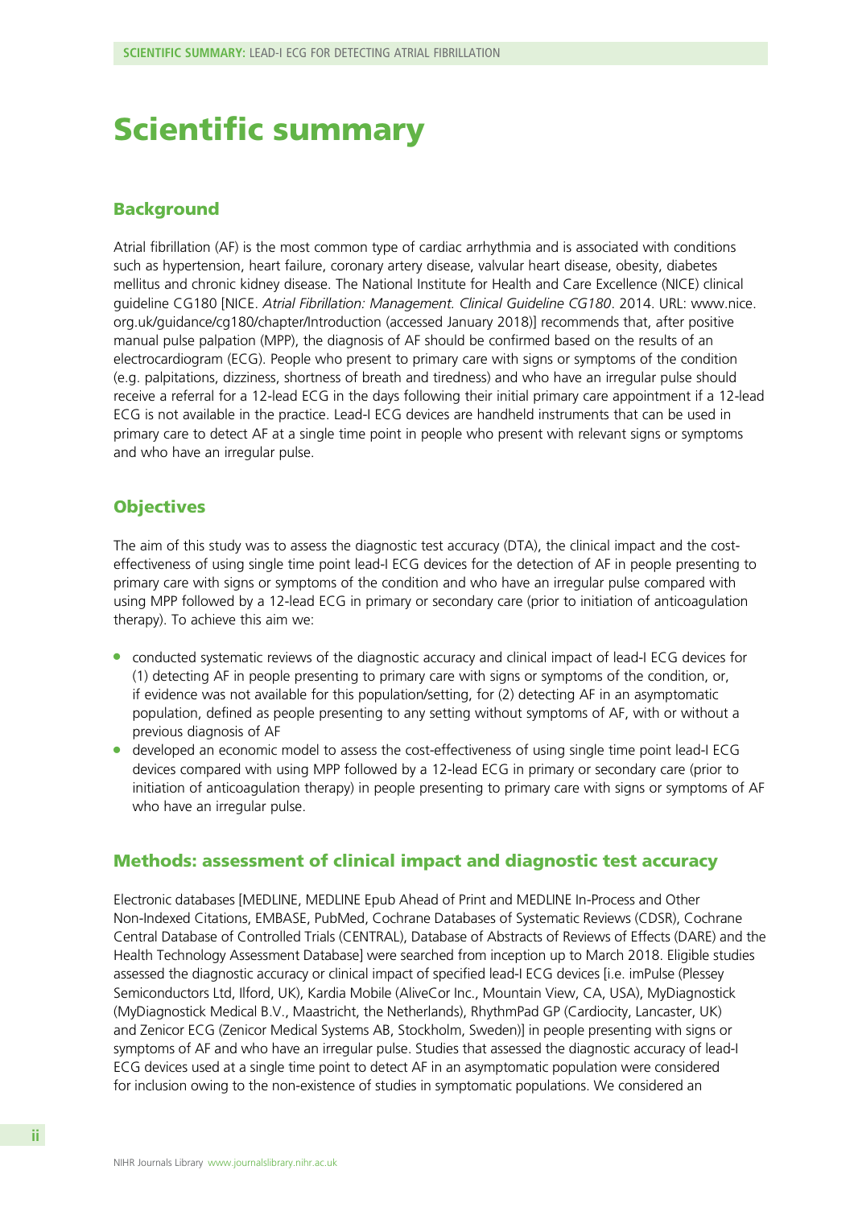# Scientific summary

## Background

Atrial fibrillation (AF) is the most common type of cardiac arrhythmia and is associated with conditions such as hypertension, heart failure, coronary artery disease, valvular heart disease, obesity, diabetes mellitus and chronic kidney disease. The National Institute for Health and Care Excellence (NICE) clinical guideline CG180 [NICE. *Atrial Fibrillation: Management. Clinical Guideline CG180*. 2014. URL: www.nice.org.uk/guidance/cg180/chapter/Introduction (accessed January 2018)] recommends that, after positive manual pulse palpation (MPP), the diagnosis of AF should be confirmed based on the results of an electrocardiogram (ECG). People who present to primary care with signs or symptoms of the condition (e.g. palpitations, dizziness, shortness of breath and tiredness) and who have an irregular pulse should receive a referral for a 12-lead ECG in the days following their initial primary care appointment if a 12-lead ECG is not available in the practice. Lead-I ECG devices are handheld instruments that can be used in primary care to detect AF at a single time point in people who present with relevant signs or symptoms and who have an irregular pulse.

## Objectives

The aim of this study was to assess the diagnostic test accuracy (DTA), the clinical impact and the cost-effectiveness of using single time point lead-I ECG devices for the detection of AF in people presenting to primary care with signs or symptoms of the condition and who have an irregular pulse compared with using MPP followed by a 12-lead ECG in primary or secondary care (prior to initiation of anticoagulation therapy). To achieve this aim we:

- conducted systematic reviews of the diagnostic accuracy and clinical impact of lead-I ECG devices for (1) detecting AF in people presenting to primary care with signs or symptoms of the condition, or, if evidence was not available for this population/setting, for (2) detecting AF in an asymptomatic population, defined as people presenting to any setting without symptoms of AF, with or without a previous diagnosis of AF
- developed an economic model to assess the cost-effectiveness of using single time point lead-I ECG devices compared with using MPP followed by a 12-lead ECG in primary or secondary care (prior to initiation of anticoagulation therapy) in people presenting to primary care with signs or symptoms of AF who have an irregular pulse.

## Methods: assessment of clinical impact and diagnostic test accuracy

Electronic databases [MEDLINE, MEDLINE Epub Ahead of Print and MEDLINE In-Process and Other Non-Indexed Citations, EMBASE, PubMed, Cochrane Databases of Systematic Reviews (CDSR), Cochrane Central Database of Controlled Trials (CENTRAL), Database of Abstracts of Reviews of Effects (DARE) and the Health Technology Assessment Database] were searched from inception up to March 2018. Eligible studies assessed the diagnostic accuracy or clinical impact of specified lead-I ECG devices [i.e. imPulse (Plessey Semiconductors Ltd, Ilford, UK), Kardia Mobile (AliveCor Inc., Mountain View, CA, USA), MyDiagnostick (MyDiagnostick Medical B.V., Maastricht, the Netherlands), RhythmPad GP (Cardiocity, Lancaster, UK) and Zenicor ECG (Zenicor Medical Systems AB, Stockholm, Sweden)] in people presenting with signs or symptoms of AF and who have an irregular pulse. Studies that assessed the diagnostic accuracy of lead-I ECG devices used at a single time point to detect AF in an asymptomatic population were considered for inclusion owing to the non-existence of studies in symptomatic populations. We considered an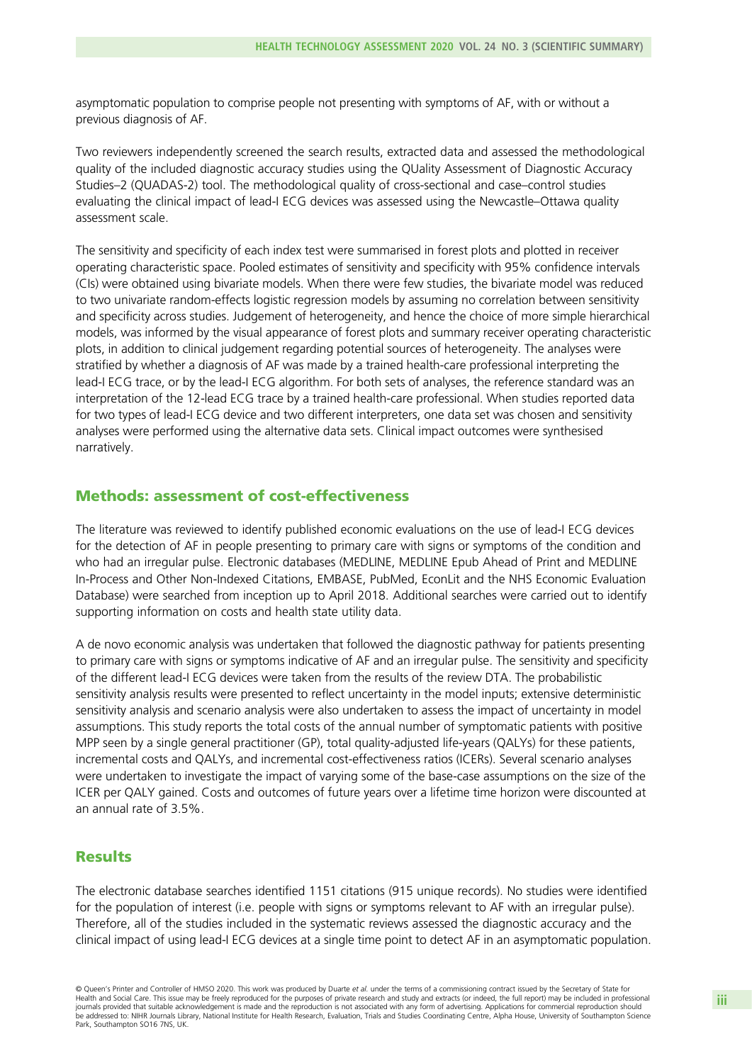asymptomatic population to comprise people not presenting with symptoms of AF, with or without a previous diagnosis of AF.

Two reviewers independently screened the search results, extracted data and assessed the methodological quality of the included diagnostic accuracy studies using the QUality Assessment of Diagnostic Accuracy Studies–2 (QUADAS-2) tool. The methodological quality of cross-sectional and case–control studies evaluating the clinical impact of lead-I ECG devices was assessed using the Newcastle–Ottawa quality assessment scale.

The sensitivity and specificity of each index test were summarised in forest plots and plotted in receiver operating characteristic space. Pooled estimates of sensitivity and specificity with 95% confidence intervals (CIs) were obtained using bivariate models. When there were few studies, the bivariate model was reduced to two univariate random-effects logistic regression models by assuming no correlation between sensitivity and specificity across studies. Judgement of heterogeneity, and hence the choice of more simple hierarchical models, was informed by the visual appearance of forest plots and summary receiver operating characteristic plots, in addition to clinical judgement regarding potential sources of heterogeneity. The analyses were stratified by whether a diagnosis of AF was made by a trained health-care professional interpreting the lead-I ECG trace, or by the lead-I ECG algorithm. For both sets of analyses, the reference standard was an interpretation of the 12-lead ECG trace by a trained health-care professional. When studies reported data for two types of lead-I ECG device and two different interpreters, one data set was chosen and sensitivity analyses were performed using the alternative data sets. Clinical impact outcomes were synthesised narratively.

## Methods: assessment of cost-effectiveness

The literature was reviewed to identify published economic evaluations on the use of lead-I ECG devices for the detection of AF in people presenting to primary care with signs or symptoms of the condition and who had an irregular pulse. Electronic databases (MEDLINE, MEDLINE Epub Ahead of Print and MEDLINE In-Process and Other Non-Indexed Citations, EMBASE, PubMed, EconLit and the NHS Economic Evaluation Database) were searched from inception up to April 2018. Additional searches were carried out to identify supporting information on costs and health state utility data.

A de novo economic analysis was undertaken that followed the diagnostic pathway for patients presenting to primary care with signs or symptoms indicative of AF and an irregular pulse. The sensitivity and specificity of the different lead-I ECG devices were taken from the results of the review DTA. The probabilistic sensitivity analysis results were presented to reflect uncertainty in the model inputs; extensive deterministic sensitivity analysis and scenario analysis were also undertaken to assess the impact of uncertainty in model assumptions. This study reports the total costs of the annual number of symptomatic patients with positive MPP seen by a single general practitioner (GP), total quality-adjusted life-years (QALYs) for these patients, incremental costs and QALYs, and incremental cost-effectiveness ratios (ICERs). Several scenario analyses were undertaken to investigate the impact of varying some of the base-case assumptions on the size of the ICER per QALY gained. Costs and outcomes of future years over a lifetime time horizon were discounted at an annual rate of 3.5%.

## Results

The electronic database searches identified 1151 citations (915 unique records). No studies were identified for the population of interest (i.e. people with signs or symptoms relevant to AF with an irregular pulse). Therefore, all of the studies included in the systematic reviews assessed the diagnostic accuracy and the clinical impact of using lead-I ECG devices at a single time point to detect AF in an asymptomatic population.

© Queen's Printer and Controller of HMSO 2020. This work was produced by Duarte *et al.* under the terms of a commissioning contract issued by the Secretary of State for Health and Social Care. This issue may be freely reproduced for the purposes of private research and study and extracts (or indeed, the full report) may be included in professional journals provided that suitable acknowledgement is made and the reproduction is not associated with any form of advertising. Applications for commercial reproduction should be addressed to: NIHR Journals Library, National Institute for Health Research, Evaluation, Trials and Studies Coordinating Centre, Alpha House, University of Southampton Science Park, Southampton SO16 7NS, UK.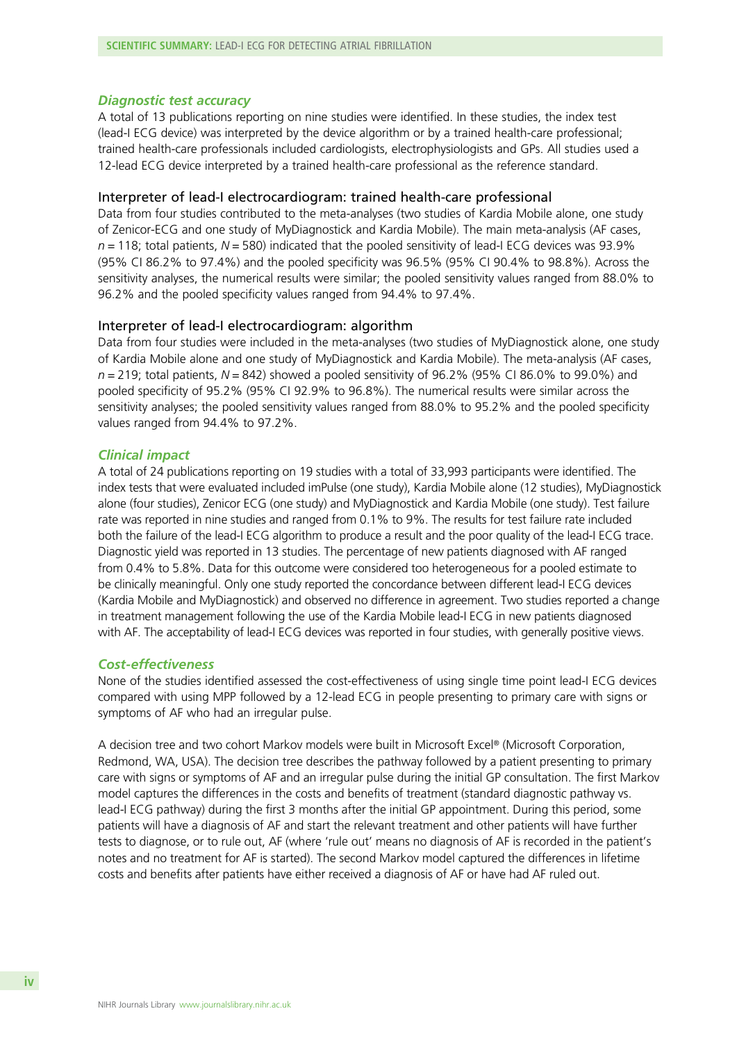### *Diagnostic test accuracy*

A total of 13 publications reporting on nine studies were identified. In these studies, the index test (lead-I ECG device) was interpreted by the device algorithm or by a trained health-care professional; trained health-care professionals included cardiologists, electrophysiologists and GPs. All studies used a 12-lead ECG device interpreted by a trained health-care professional as the reference standard.

#### Interpreter of lead-I electrocardiogram: trained health-care professional

Data from four studies contributed to the meta-analyses (two studies of Kardia Mobile alone, one study of Zenicor-ECG and one study of MyDiagnostick and Kardia Mobile). The main meta-analysis (AF cases, $n = 118$; total patients, $N = 580$) indicated that the pooled sensitivity of lead-I ECG devices was 93.9% (95% CI 86.2% to 97.4%) and the pooled specificity was 96.5% (95% CI 90.4% to 98.8%). Across the sensitivity analyses, the numerical results were similar; the pooled sensitivity values ranged from 88.0% to 96.2% and the pooled specificity values ranged from 94.4% to 97.4%.

#### Interpreter of lead-I electrocardiogram: algorithm

Data from four studies were included in the meta-analyses (two studies of MyDiagnostick alone, one study of Kardia Mobile alone and one study of MyDiagnostick and Kardia Mobile). The meta-analysis (AF cases, $n = 219$; total patients, $N = 842$) showed a pooled sensitivity of 96.2% (95% CI 86.0% to 99.0%) and pooled specificity of 95.2% (95% CI 92.9% to 96.8%). The numerical results were similar across the sensitivity analyses; the pooled sensitivity values ranged from 88.0% to 95.2% and the pooled specificity values ranged from 94.4% to 97.2%.

### *Clinical impact*

A total of 24 publications reporting on 19 studies with a total of 33,993 participants were identified. The index tests that were evaluated included imPulse (one study), Kardia Mobile alone (12 studies), MyDiagnostick alone (four studies), Zenicor ECG (one study) and MyDiagnostick and Kardia Mobile (one study). Test failure rate was reported in nine studies and ranged from 0.1% to 9%. The results for test failure rate included both the failure of the lead-I ECG algorithm to produce a result and the poor quality of the lead-I ECG trace. Diagnostic yield was reported in 13 studies. The percentage of new patients diagnosed with AF ranged from 0.4% to 5.8%. Data for this outcome were considered too heterogeneous for a pooled estimate to be clinically meaningful. Only one study reported the concordance between different lead-I ECG devices (Kardia Mobile and MyDiagnostick) and observed no difference in agreement. Two studies reported a change in treatment management following the use of the Kardia Mobile lead-I ECG in new patients diagnosed with AF. The acceptability of lead-I ECG devices was reported in four studies, with generally positive views.

### *Cost-effectiveness*

None of the studies identified assessed the cost-effectiveness of using single time point lead-I ECG devices compared with using MPP followed by a 12-lead ECG in people presenting to primary care with signs or symptoms of AF who had an irregular pulse.

A decision tree and two cohort Markov models were built in Microsoft Excel® (Microsoft Corporation, Redmond, WA, USA). The decision tree describes the pathway followed by a patient presenting to primary care with signs or symptoms of AF and an irregular pulse during the initial GP consultation. The first Markov model captures the differences in the costs and benefits of treatment (standard diagnostic pathway vs. lead-I ECG pathway) during the first 3 months after the initial GP appointment. During this period, some patients will have a diagnosis of AF and start the relevant treatment and other patients will have further tests to diagnose, or to rule out, AF (where 'rule out' means no diagnosis of AF is recorded in the patient's notes and no treatment for AF is started). The second Markov model captured the differences in lifetime costs and benefits after patients have either received a diagnosis of AF or have had AF ruled out.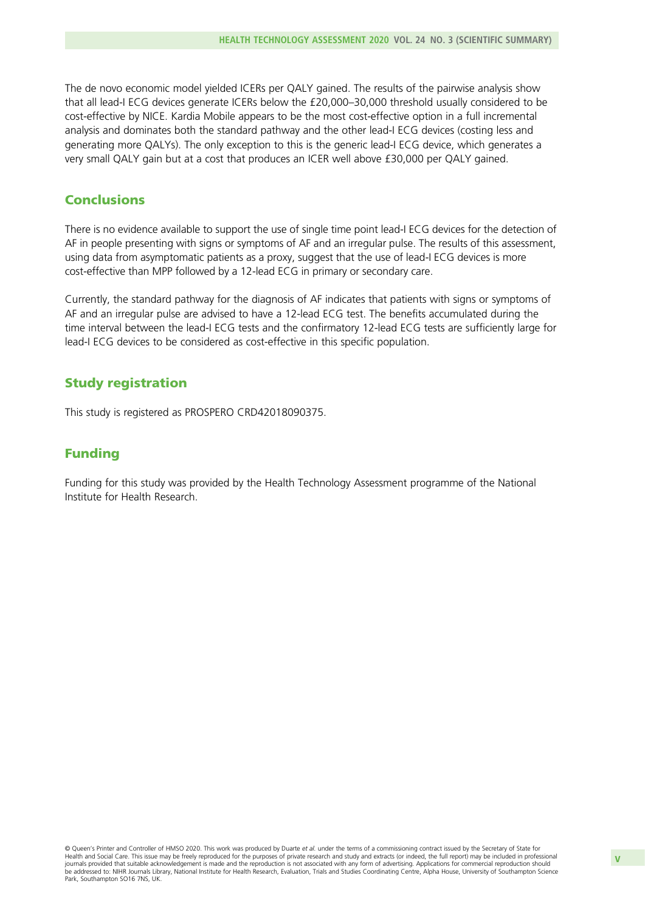The de novo economic model yielded ICERs per QALY gained. The results of the pairwise analysis show that all lead-I ECG devices generate ICERs below the £20,000–30,000 threshold usually considered to be cost-effective by NICE. Kardia Mobile appears to be the most cost-effective option in a full incremental analysis and dominates both the standard pathway and the other lead-I ECG devices (costing less and generating more QALYs). The only exception to this is the generic lead-I ECG device, which generates a very small QALY gain but at a cost that produces an ICER well above £30,000 per QALY gained.

## Conclusions

There is no evidence available to support the use of single time point lead-I ECG devices for the detection of AF in people presenting with signs or symptoms of AF and an irregular pulse. The results of this assessment, using data from asymptomatic patients as a proxy, suggest that the use of lead-I ECG devices is more cost-effective than MPP followed by a 12-lead ECG in primary or secondary care.

Currently, the standard pathway for the diagnosis of AF indicates that patients with signs or symptoms of AF and an irregular pulse are advised to have a 12-lead ECG test. The benefits accumulated during the time interval between the lead-I ECG tests and the confirmatory 12-lead ECG tests are sufficiently large for lead-I ECG devices to be considered as cost-effective in this specific population.

## Study registration

This study is registered as PROSPERO CRD42018090375.

## Funding

Funding for this study was provided by the Health Technology Assessment programme of the National Institute for Health Research.

© Queen's Printer and Controller of HMSO 2020. This work was produced by Duarte *et al.* under the terms of a commissioning contract issued by the Secretary of State for Health and Social Care. This issue may be freely reproduced for the purposes of private research and study and extracts (or indeed, the full report) may be included in professional journals provided that suitable acknowledgement is made and the reproduction is not associated with any form of advertising. Applications for commercial reproduction should be addressed to: NIHR Journals Library, National Institute for Health Research, Evaluation, Trials and Studies Coordinating Centre, Alpha House, University of Southampton Science Park, Southampton SO16 7NS, UK.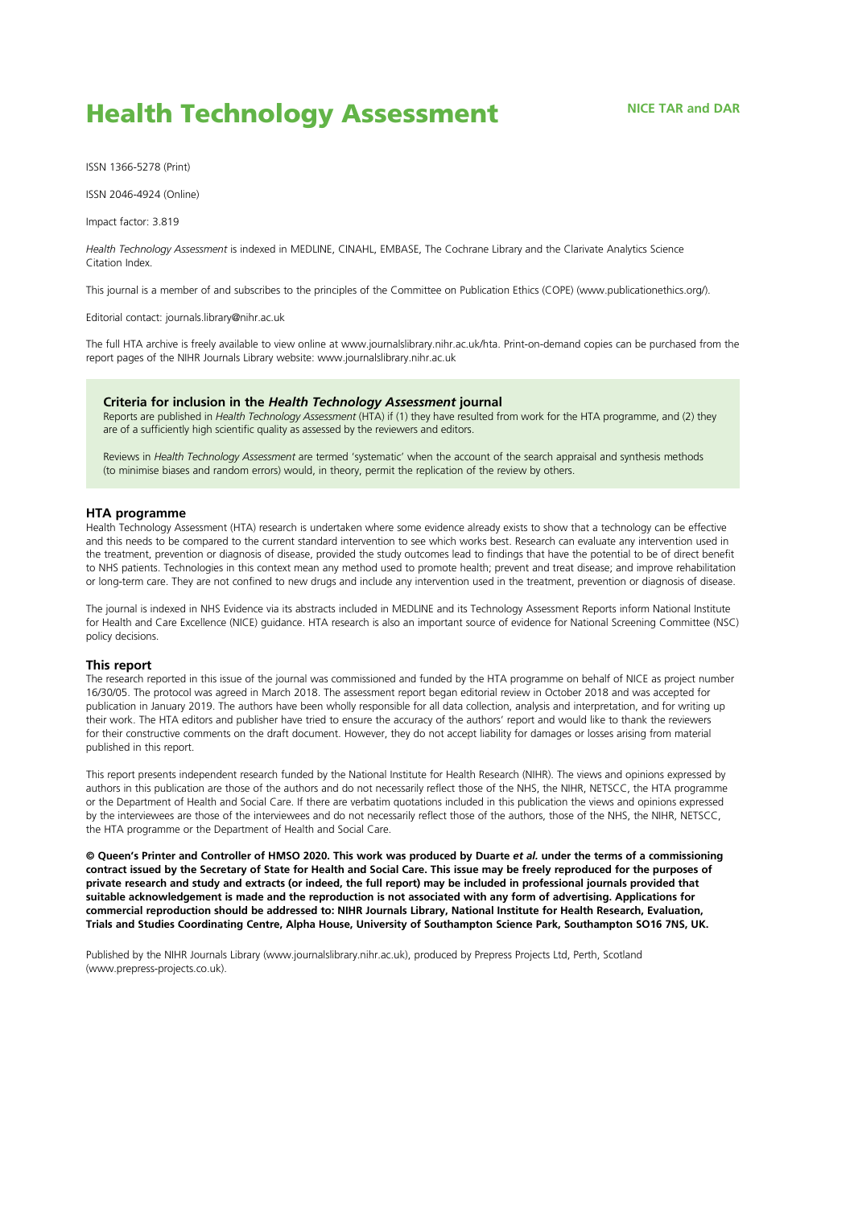# Health Technology Assessment

**NICE TAR and DAR**

ISSN 1366-5278 (Print)

ISSN 2046-4924 (Online)

Impact factor: 3.819

*Health Technology Assessment* is indexed in MEDLINE, CINAHL, EMBASE, The Cochrane Library and the Clarivate Analytics Science Citation Index.

This journal is a member of and subscribes to the principles of the Committee on Publication Ethics (COPE) (www.publicationethics.org/).

Editorial contact: journals.library@nihr.ac.uk

The full HTA archive is freely available to view online at www.journalslibrary.nihr.ac.uk/hta. Print-on-demand copies can be purchased from the report pages of the NIHR Journals Library website: www.journalslibrary.nihr.ac.uk

### Criteria for inclusion in the *Health Technology Assessment* journal

Reports are published in *Health Technology Assessment* (HTA) if (1) they have resulted from work for the HTA programme, and (2) they are of a sufficiently high scientific quality as assessed by the reviewers and editors.

Reviews in *Health Technology Assessment* are termed 'systematic' when the account of the search appraisal and synthesis methods (to minimise biases and random errors) would, in theory, permit the replication of the review by others.

### HTA programme

Health Technology Assessment (HTA) research is undertaken where some evidence already exists to show that a technology can be effective and this needs to be compared to the current standard intervention to see which works best. Research can evaluate any intervention used in the treatment, prevention or diagnosis of disease, provided the study outcomes lead to findings that have the potential to be of direct benefit to NHS patients. Technologies in this context mean any method used to promote health; prevent and treat disease; and improve rehabilitation or long-term care. They are not confined to new drugs and include any intervention used in the treatment, prevention or diagnosis of disease.

The journal is indexed in NHS Evidence via its abstracts included in MEDLINE and its Technology Assessment Reports inform National Institute for Health and Care Excellence (NICE) guidance. HTA research is also an important source of evidence for National Screening Committee (NSC) policy decisions.

### This report

The research reported in this issue of the journal was commissioned and funded by the HTA programme on behalf of NICE as project number 16/30/05. The protocol was agreed in March 2018. The assessment report began editorial review in October 2018 and was accepted for publication in January 2019. The authors have been wholly responsible for all data collection, analysis and interpretation, and for writing up their work. The HTA editors and publisher have tried to ensure the accuracy of the authors' report and would like to thank the reviewers for their constructive comments on the draft document. However, they do not accept liability for damages or losses arising from material published in this report.

This report presents independent research funded by the National Institute for Health Research (NIHR). The views and opinions expressed by authors in this publication are those of the authors and do not necessarily reflect those of the NHS, the NIHR, NETSCC, the HTA programme or the Department of Health and Social Care. If there are verbatim quotations included in this publication the views and opinions expressed by the interviewees are those of the interviewees and do not necessarily reflect those of the authors, those of the NHS, the NIHR, NETSCC, the HTA programme or the Department of Health and Social Care.

**© Queen's Printer and Controller of HMSO 2020. This work was produced by Duarte *et al.* under the terms of a commissioning contract issued by the Secretary of State for Health and Social Care. This issue may be freely reproduced for the purposes of private research and study and extracts (or indeed, the full report) may be included in professional journals provided that suitable acknowledgement is made and the reproduction is not associated with any form of advertising. Applications for commercial reproduction should be addressed to: NIHR Journals Library, National Institute for Health Research, Evaluation, Trials and Studies Coordinating Centre, Alpha House, University of Southampton Science Park, Southampton SO16 7NS, UK.**

Published by the NIHR Journals Library (www.journalslibrary.nihr.ac.uk), produced by Prepress Projects Ltd, Perth, Scotland (www.prepress-projects.co.uk).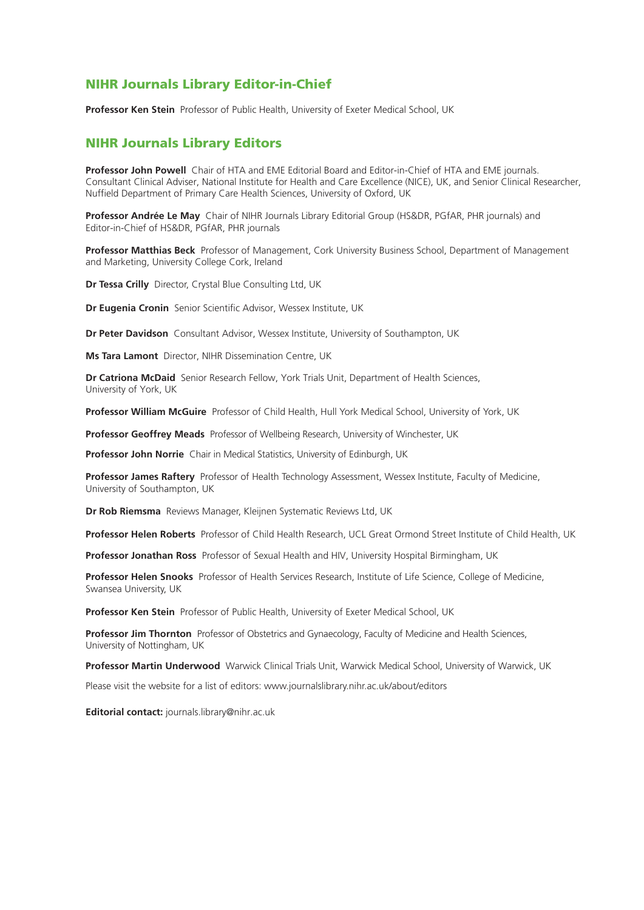## NIHR Journals Library Editor-in-Chief

**Professor Ken Stein** Professor of Public Health, University of Exeter Medical School, UK

## NIHR Journals Library Editors

**Professor John Powell** Chair of HTA and EME Editorial Board and Editor-in-Chief of HTA and EME journals. Consultant Clinical Adviser, National Institute for Health and Care Excellence (NICE), UK, and Senior Clinical Researcher, Nuffield Department of Primary Care Health Sciences, University of Oxford, UK

**Professor Andrée Le May** Chair of NIHR Journals Library Editorial Group (HS&DR, PGfAR, PHR journals) and Editor-in-Chief of HS&DR, PGfAR, PHR journals

**Professor Matthias Beck** Professor of Management, Cork University Business School, Department of Management and Marketing, University College Cork, Ireland

**Dr Tessa Crilly** Director, Crystal Blue Consulting Ltd, UK

**Dr Eugenia Cronin** Senior Scientific Advisor, Wessex Institute, UK

**Dr Peter Davidson** Consultant Advisor, Wessex Institute, University of Southampton, UK

**Ms Tara Lamont** Director, NIHR Dissemination Centre, UK

**Dr Catriona McDaid** Senior Research Fellow, York Trials Unit, Department of Health Sciences, University of York, UK

**Professor William McGuire** Professor of Child Health, Hull York Medical School, University of York, UK

**Professor Geoffrey Meads** Professor of Wellbeing Research, University of Winchester, UK

**Professor John Norrie** Chair in Medical Statistics, University of Edinburgh, UK

**Professor James Raftery** Professor of Health Technology Assessment, Wessex Institute, Faculty of Medicine, University of Southampton, UK

**Dr Rob Riemsma** Reviews Manager, Kleijnen Systematic Reviews Ltd, UK

**Professor Helen Roberts** Professor of Child Health Research, UCL Great Ormond Street Institute of Child Health, UK

**Professor Jonathan Ross** Professor of Sexual Health and HIV, University Hospital Birmingham, UK

**Professor Helen Snooks** Professor of Health Services Research, Institute of Life Science, College of Medicine, Swansea University, UK

**Professor Ken Stein** Professor of Public Health, University of Exeter Medical School, UK

**Professor Jim Thornton** Professor of Obstetrics and Gynaecology, Faculty of Medicine and Health Sciences, University of Nottingham, UK

**Professor Martin Underwood** Warwick Clinical Trials Unit, Warwick Medical School, University of Warwick, UK

Please visit the website for a list of editors: www.journalslibrary.nihr.ac.uk/about/editors

**Editorial contact:** journals.library@nihr.ac.uk